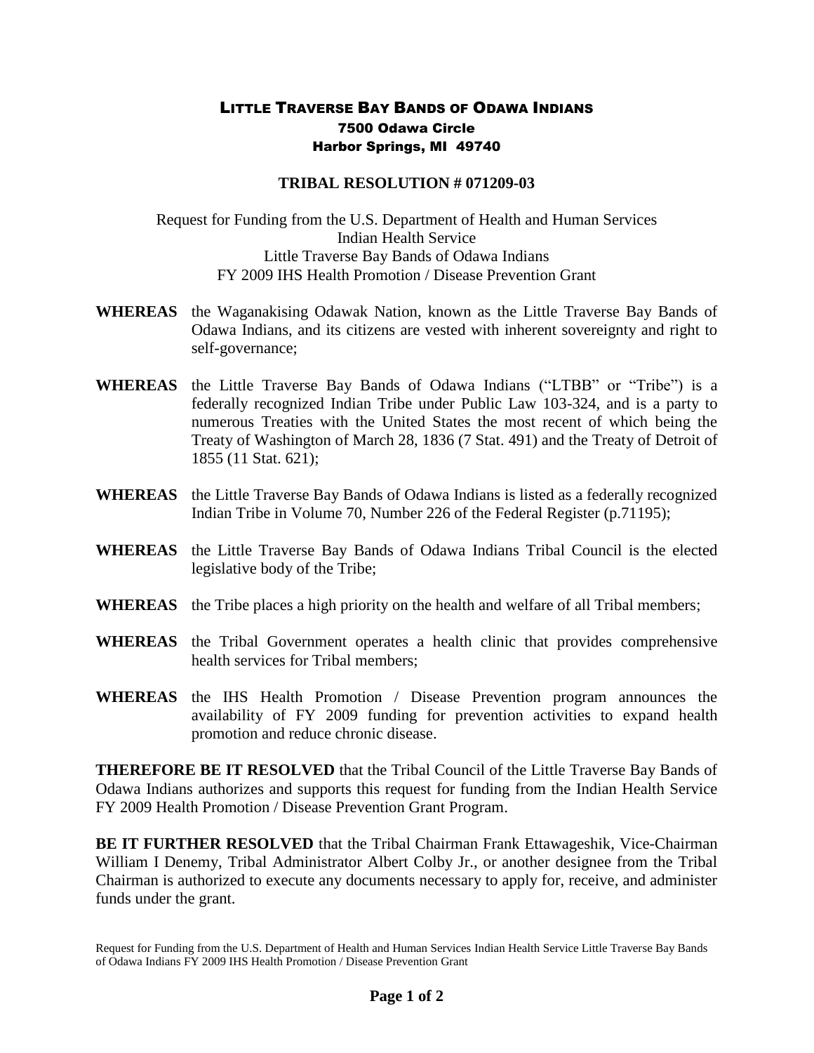# Little Traverse Bay Bands of Odawa Indians

7500 Odawa Circle
Harbor Springs, MI 49740

## TRIBAL RESOLUTION # 071209-03

Request for Funding from the U.S. Department of Health and Human Services
Indian Health Service
Little Traverse Bay Bands of Odawa Indians
FY 2009 IHS Health Promotion / Disease Prevention Grant

**WHEREAS** the Waganakising Odawak Nation, known as the Little Traverse Bay Bands of Odawa Indians, and its citizens are vested with inherent sovereignty and right to self-governance;

**WHEREAS** the Little Traverse Bay Bands of Odawa Indians ("LTBB" or "Tribe") is a federally recognized Indian Tribe under Public Law 103-324, and is a party to numerous Treaties with the United States the most recent of which being the Treaty of Washington of March 28, 1836 (7 Stat. 491) and the Treaty of Detroit of 1855 (11 Stat. 621);

**WHEREAS** the Little Traverse Bay Bands of Odawa Indians is listed as a federally recognized Indian Tribe in Volume 70, Number 226 of the Federal Register (p.71195);

**WHEREAS** the Little Traverse Bay Bands of Odawa Indians Tribal Council is the elected legislative body of the Tribe;

**WHEREAS** the Tribe places a high priority on the health and welfare of all Tribal members;

**WHEREAS** the Tribal Government operates a health clinic that provides comprehensive health services for Tribal members;

**WHEREAS** the IHS Health Promotion / Disease Prevention program announces the availability of FY 2009 funding for prevention activities to expand health promotion and reduce chronic disease.

**THEREFORE BE IT RESOLVED** that the Tribal Council of the Little Traverse Bay Bands of Odawa Indians authorizes and supports this request for funding from the Indian Health Service FY 2009 Health Promotion / Disease Prevention Grant Program.

**BE IT FURTHER RESOLVED** that the Tribal Chairman Frank Ettawageshik, Vice-Chairman William I Denemy, Tribal Administrator Albert Colby Jr., or another designee from the Tribal Chairman is authorized to execute any documents necessary to apply for, receive, and administer funds under the grant.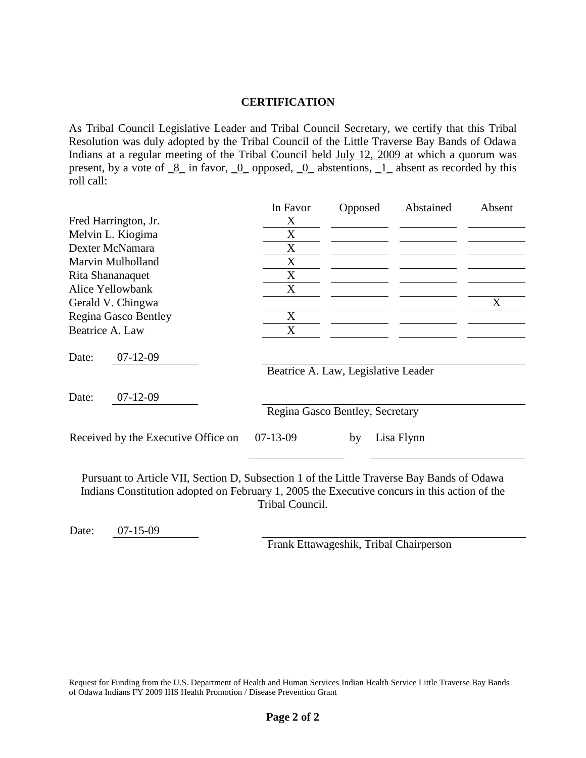**CERTIFICATION**

As Tribal Council Legislative Leader and Tribal Council Secretary, we certify that this Tribal Resolution was duly adopted by the Tribal Council of the Little Traverse Bay Bands of Odawa Indians at a regular meeting of the Tribal Council held July 12, 2009 at which a quorum was present, by a vote of _8_ in favor, _0_ opposed, _0_ abstentions, _1_ absent as recorded by this roll call:

| | In Favor | Opposed | Abstained | Absent |
|---|---|---|---|---|
| Fred Harrington, Jr. | X | | | |
| Melvin L. Kiogima | X | | | |
| Dexter McNamara | X | | | |
| Marvin Mulholland | X | | | |
| Rita Shananaquet | X | | | |
| Alice Yellowbank | X | | | |
| Gerald V. Chingwa | | | | X |
| Regina Gasco Bentley | X | | | |
| Beatrice A. Law | X | | | |

Date: 07-12-09

Beatrice A. Law, Legislative Leader

Date: 07-12-09

Regina Gasco Bentley, Secretary

Received by the Executive Office on 07-13-09 by Lisa Flynn

Pursuant to Article VII, Section D, Subsection 1 of the Little Traverse Bay Bands of Odawa Indians Constitution adopted on February 1, 2005 the Executive concurs in this action of the Tribal Council.

Date: 07-15-09

Frank Ettawageshik, Tribal Chairperson

Request for Funding from the U.S. Department of Health and Human Services Indian Health Service Little Traverse Bay Bands of Odawa Indians FY 2009 IHS Health Promotion / Disease Prevention Grant